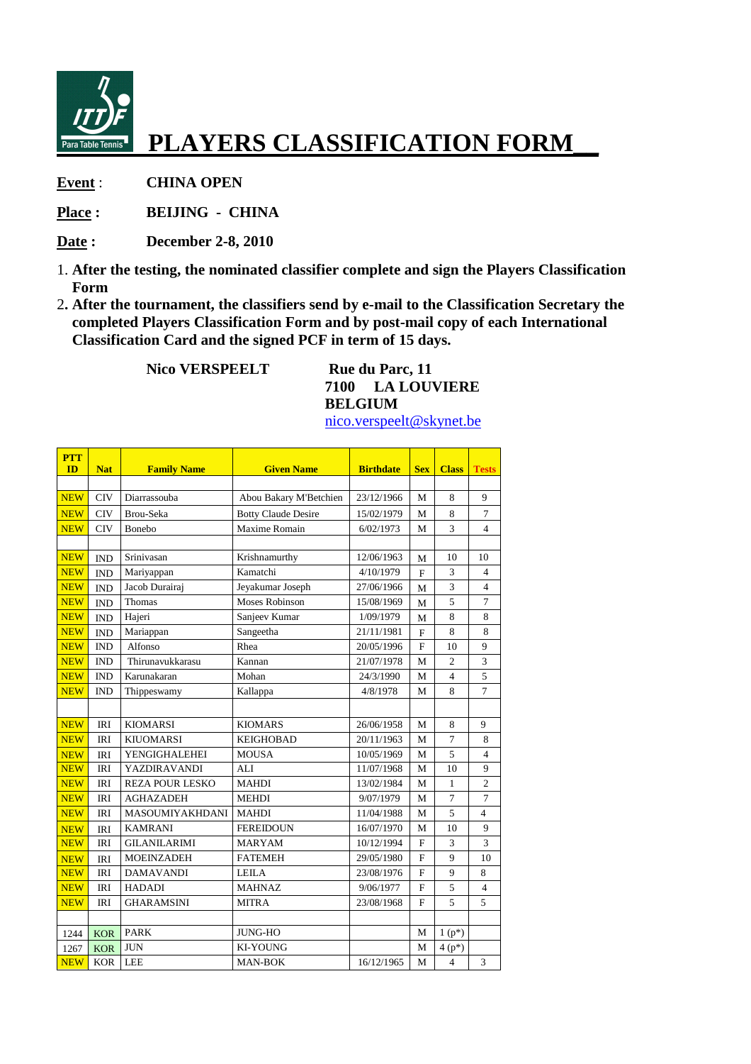# PLAYERS CLASSIFICATION FORM

**Event** : **CHINA OPEN**

**Place :** **BEIJING - CHINA**

**Date :** **December 2-8, 2010**

1. **After the testing, the nominated classifier complete and sign the Players Classification Form**
2. **After the tournament, the classifiers send by e-mail to the Classification Secretary the completed Players Classification Form and by post-mail copy of each International Classification Card and the signed PCF in term of 15 days.**

**Nico VERSPEELT**

**Rue du Parc, 11**
**7100 LA LOUVIERE**
**BELGIUM**
nico.verspeelt@skynet.be

| PTT ID | Nat | Family Name | Given Name | Birthdate | Sex | Class | Tests |
|---|---|---|---|---|---|---|---|
| | | | | | | | |
| NEW | CIV | Diarrassouba | Abou Bakary M'Betchien | 23/12/1966 | M | 8 | 9 |
| NEW | CIV | Brou-Seka | Botty Claude Desire | 15/02/1979 | M | 8 | 7 |
| NEW | CIV | Bonebo | Maxime Romain | 6/02/1973 | M | 3 | 4 |
| | | | | | | | |
| NEW | IND | Srinivasan | Krishnamurthy | 12/06/1963 | M | 10 | 10 |
| NEW | IND | Mariyappan | Kamatchi | 4/10/1979 | F | 3 | 4 |
| NEW | IND | Jacob Durairaj | Jeyakumar Joseph | 27/06/1966 | M | 3 | 4 |
| NEW | IND | Thomas | Moses Robinson | 15/08/1969 | M | 5 | 7 |
| NEW | IND | Hajeri | Sanjeev Kumar | 1/09/1979 | M | 8 | 8 |
| NEW | IND | Mariappan | Sangeetha | 21/11/1981 | F | 8 | 8 |
| NEW | IND | Alfonso | Rhea | 20/05/1996 | F | 10 | 9 |
| NEW | IND | Thirunavukkarasu | Kannan | 21/07/1978 | M | 2 | 3 |
| NEW | IND | Karunakaran | Mohan | 24/3/1990 | M | 4 | 5 |
| NEW | IND | Thippeswamy | Kallappa | 4/8/1978 | M | 8 | 7 |
| | | | | | | | |
| NEW | IRI | KIOMARSI | KIOMARS | 26/06/1958 | M | 8 | 9 |
| NEW | IRI | KIUOMARSI | KEIGHOBAD | 20/11/1963 | M | 7 | 8 |
| NEW | IRI | YENGIGHALEHEI | MOUSA | 10/05/1969 | M | 5 | 4 |
| NEW | IRI | YAZDIRAVANDI | ALI | 11/07/1968 | M | 10 | 9 |
| NEW | IRI | REZA POUR LESKO | MAHDI | 13/02/1984 | M | 1 | 2 |
| NEW | IRI | AGHAZADEH | MEHDI | 9/07/1979 | M | 7 | 7 |
| NEW | IRI | MASOUMIYAKHDANI | MAHDI | 11/04/1988 | M | 5 | 4 |
| NEW | IRI | KAMRANI | FEREIDOUN | 16/07/1970 | M | 10 | 9 |
| NEW | IRI | GILANILARIMI | MARYAM | 10/12/1994 | F | 3 | 3 |
| NEW | IRI | MOEINZADEH | FATEMEH | 29/05/1980 | F | 9 | 10 |
| NEW | IRI | DAMAVANDI | LEILA | 23/08/1976 | F | 9 | 8 |
| NEW | IRI | HADADI | MAHNAZ | 9/06/1977 | F | 5 | 4 |
| NEW | IRI | GHARAMSINI | MITRA | 23/08/1968 | F | 5 | 5 |
| | | | | | | | |
| 1244 | KOR | PARK | JUNG-HO | | M | 1 (p*) | |
| 1267 | KOR | JUN | KI-YOUNG | | M | 4 (p*) | |
| NEW | KOR | LEE | MAN-BOK | 16/12/1965 | M | 4 | 3 |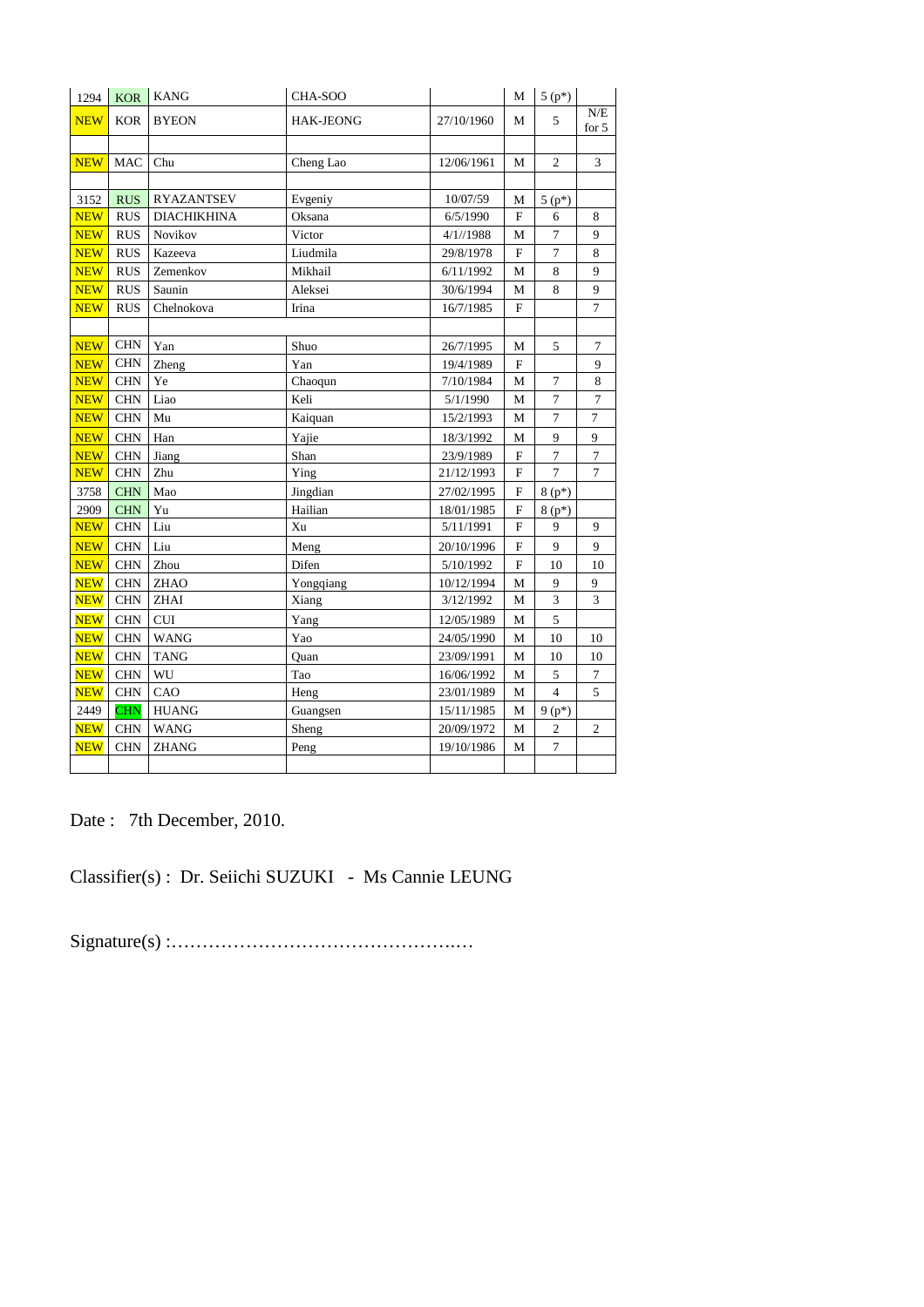| | | | | | | | |
|---|---|---|---|---|---|---|---|
| 1294 | KOR | KANG | CHA-SOO | | M | 5 (p*) | |
| NEW | KOR | BYEON | HAK-JEONG | 27/10/1960 | M | 5 | N/E for 5 |
| | | | | | | | |
| NEW | MAC | Chu | Cheng Lao | 12/06/1961 | M | 2 | 3 |
| | | | | | | | |
| 3152 | RUS | RYAZANTSEV | Evgeniy | 10/07/59 | M | 5 (p*) | |
| NEW | RUS | DIACHIKHINA | Oksana | 6/5/1990 | F | 6 | 8 |
| NEW | RUS | Novikov | Victor | 4/1//1988 | M | 7 | 9 |
| NEW | RUS | Kazeeva | Liudmila | 29/8/1978 | F | 7 | 8 |
| NEW | RUS | Zemenkov | Mikhail | 6/11/1992 | M | 8 | 9 |
| NEW | RUS | Saunin | Aleksei | 30/6/1994 | M | 8 | 9 |
| NEW | RUS | Chelnokova | Irina | 16/7/1985 | F | | 7 |
| | | | | | | | |
| NEW | CHN | Yan | Shuo | 26/7/1995 | M | 5 | 7 |
| NEW | CHN | Zheng | Yan | 19/4/1989 | F | | 9 |
| NEW | CHN | Ye | Chaoqun | 7/10/1984 | M | 7 | 8 |
| NEW | CHN | Liao | Keli | 5/1/1990 | M | 7 | 7 |
| NEW | CHN | Mu | Kaiquan | 15/2/1993 | M | 7 | 7 |
| NEW | CHN | Han | Yajie | 18/3/1992 | M | 9 | 9 |
| NEW | CHN | Jiang | Shan | 23/9/1989 | F | 7 | 7 |
| NEW | CHN | Zhu | Ying | 21/12/1993 | F | 7 | 7 |
| 3758 | CHN | Mao | Jingdian | 27/02/1995 | F | 8 (p*) | |
| 2909 | CHN | Yu | Hailian | 18/01/1985 | F | 8 (p*) | |
| NEW | CHN | Liu | Xu | 5/11/1991 | F | 9 | 9 |
| NEW | CHN | Liu | Meng | 20/10/1996 | F | 9 | 9 |
| NEW | CHN | Zhou | Difen | 5/10/1992 | F | 10 | 10 |
| NEW | CHN | ZHAO | Yongqiang | 10/12/1994 | M | 9 | 9 |
| NEW | CHN | ZHAI | Xiang | 3/12/1992 | M | 3 | 3 |
| NEW | CHN | CUI | Yang | 12/05/1989 | M | 5 | |
| NEW | CHN | WANG | Yao | 24/05/1990 | M | 10 | 10 |
| NEW | CHN | TANG | Quan | 23/09/1991 | M | 10 | 10 |
| NEW | CHN | WU | Tao | 16/06/1992 | M | 5 | 7 |
| NEW | CHN | CAO | Heng | 23/01/1989 | M | 4 | 5 |
| 2449 | CHN | HUANG | Guangsen | 15/11/1985 | M | 9 (p*) | |
| NEW | CHN | WANG | Sheng | 20/09/1972 | M | 2 | 2 |
| NEW | CHN | ZHANG | Peng | 19/10/1986 | M | 7 | |
| | | | | | | | |

Date : 7th December, 2010.

Classifier(s) : Dr. Seiichi SUZUKI - Ms Cannie LEUNG

Signature(s) :…………………………………….…